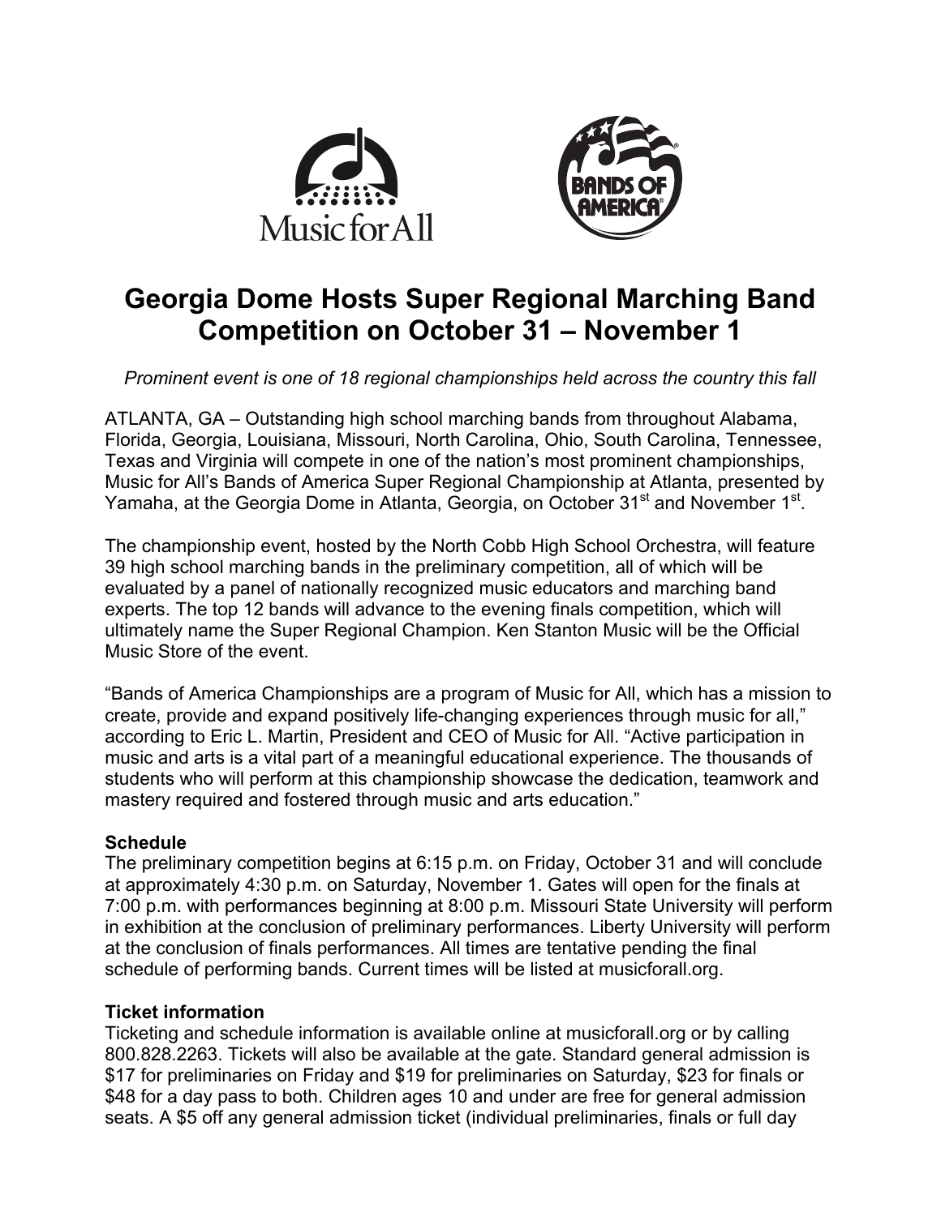Music for All

BANDS OF AMERICA

# Georgia Dome Hosts Super Regional Marching Band Competition on October 31 – November 1

*Prominent event is one of 18 regional championships held across the country this fall*

ATLANTA, GA – Outstanding high school marching bands from throughout Alabama, Florida, Georgia, Louisiana, Missouri, North Carolina, Ohio, South Carolina, Tennessee, Texas and Virginia will compete in one of the nation's most prominent championships, Music for All's Bands of America Super Regional Championship at Atlanta, presented by Yamaha, at the Georgia Dome in Atlanta, Georgia, on October 31st and November 1st.

The championship event, hosted by the North Cobb High School Orchestra, will feature 39 high school marching bands in the preliminary competition, all of which will be evaluated by a panel of nationally recognized music educators and marching band experts. The top 12 bands will advance to the evening finals competition, which will ultimately name the Super Regional Champion. Ken Stanton Music will be the Official Music Store of the event.

"Bands of America Championships are a program of Music for All, which has a mission to create, provide and expand positively life-changing experiences through music for all," according to Eric L. Martin, President and CEO of Music for All. "Active participation in music and arts is a vital part of a meaningful educational experience. The thousands of students who will perform at this championship showcase the dedication, teamwork and mastery required and fostered through music and arts education."

**Schedule**

The preliminary competition begins at 6:15 p.m. on Friday, October 31 and will conclude at approximately 4:30 p.m. on Saturday, November 1. Gates will open for the finals at 7:00 p.m. with performances beginning at 8:00 p.m. Missouri State University will perform in exhibition at the conclusion of preliminary performances. Liberty University will perform at the conclusion of finals performances. All times are tentative pending the final schedule of performing bands. Current times will be listed at musicforall.org.

**Ticket information**

Ticketing and schedule information is available online at musicforall.org or by calling 800.828.2263. Tickets will also be available at the gate. Standard general admission is $17 for preliminaries on Friday and $19 for preliminaries on Saturday, $23 for finals or $48 for a day pass to both. Children ages 10 and under are free for general admission seats. A $5 off any general admission ticket (individual preliminaries, finals or full day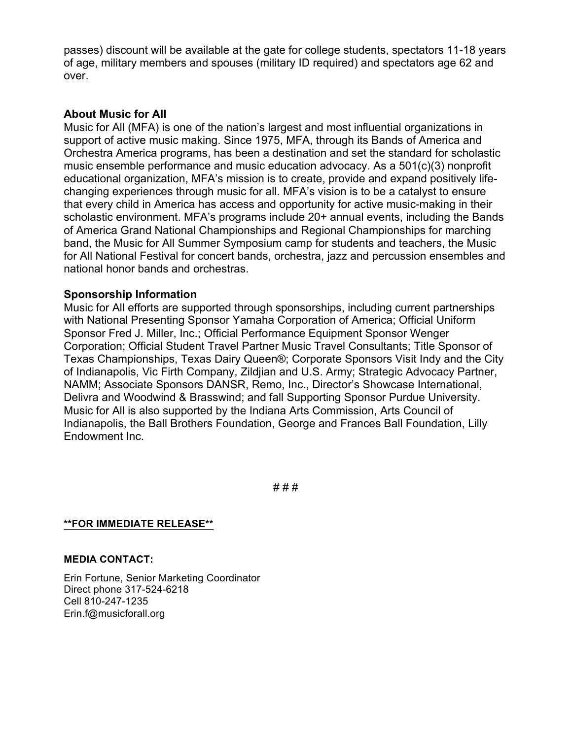passes) discount will be available at the gate for college students, spectators 11-18 years of age, military members and spouses (military ID required) and spectators age 62 and over.

**About Music for All**

Music for All (MFA) is one of the nation's largest and most influential organizations in support of active music making. Since 1975, MFA, through its Bands of America and Orchestra America programs, has been a destination and set the standard for scholastic music ensemble performance and music education advocacy. As a 501(c)(3) nonprofit educational organization, MFA's mission is to create, provide and expand positively life-changing experiences through music for all. MFA's vision is to be a catalyst to ensure that every child in America has access and opportunity for active music-making in their scholastic environment. MFA's programs include 20+ annual events, including the Bands of America Grand National Championships and Regional Championships for marching band, the Music for All Summer Symposium camp for students and teachers, the Music for All National Festival for concert bands, orchestra, jazz and percussion ensembles and national honor bands and orchestras.

**Sponsorship Information**

Music for All efforts are supported through sponsorships, including current partnerships with National Presenting Sponsor Yamaha Corporation of America; Official Uniform Sponsor Fred J. Miller, Inc.; Official Performance Equipment Sponsor Wenger Corporation; Official Student Travel Partner Music Travel Consultants; Title Sponsor of Texas Championships, Texas Dairy Queen®; Corporate Sponsors Visit Indy and the City of Indianapolis, Vic Firth Company, Zildjian and U.S. Army; Strategic Advocacy Partner, NAMM; Associate Sponsors DANSR, Remo, Inc., Director's Showcase International, Delivra and Woodwind & Brasswind; and fall Supporting Sponsor Purdue University. Music for All is also supported by the Indiana Arts Commission, Arts Council of Indianapolis, the Ball Brothers Foundation, George and Frances Ball Foundation, Lilly Endowment Inc.

# # #

**\*\*FOR IMMEDIATE RELEASE\*\***

**MEDIA CONTACT:**

Erin Fortune, Senior Marketing Coordinator
Direct phone 317-524-6218
Cell 810-247-1235
Erin.f@musicforall.org